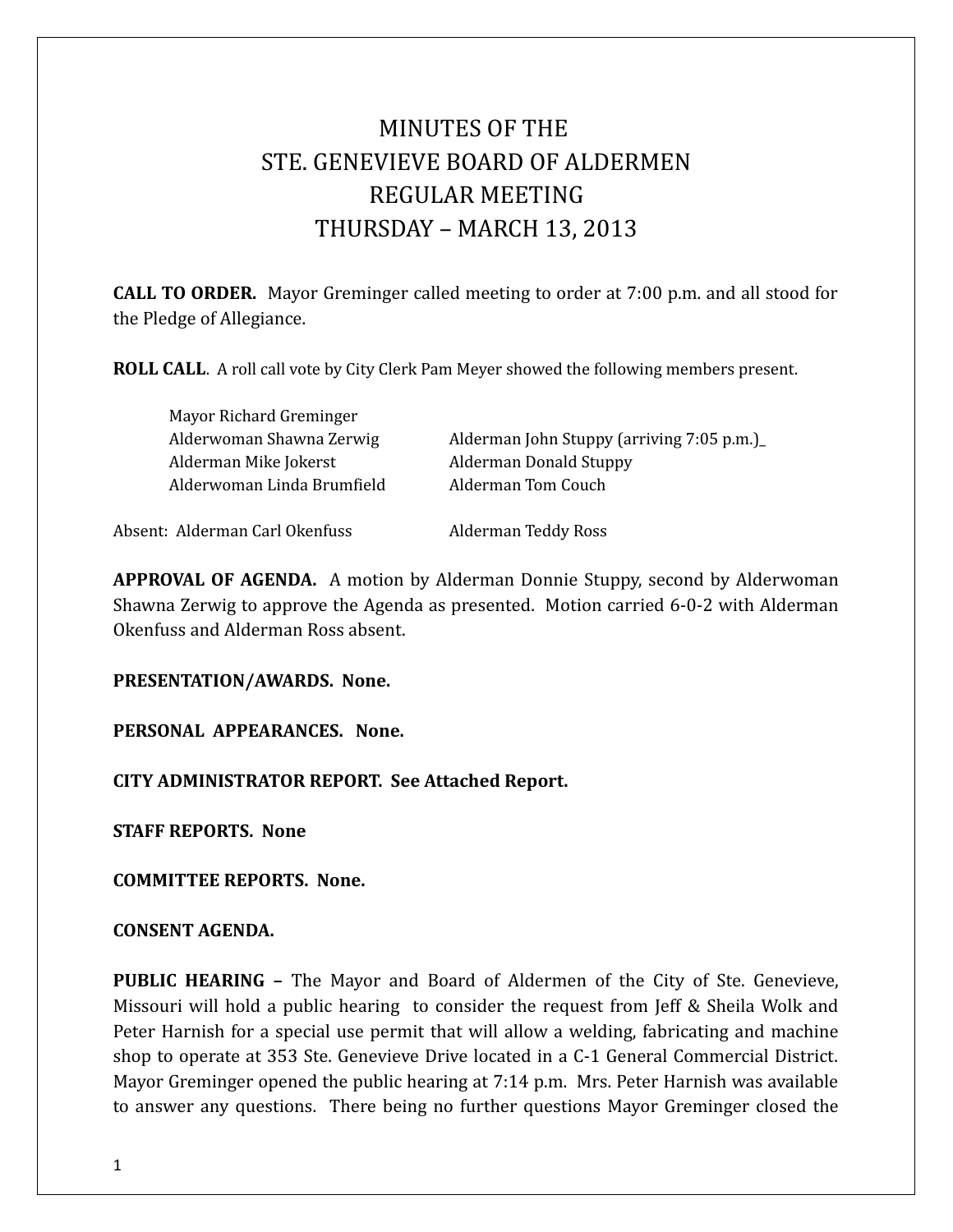# MINUTES OF THE
# STE. GENEVIEVE BOARD OF ALDERMEN
# REGULAR MEETING
# THURSDAY – MARCH 13, 2013

**CALL TO ORDER.** Mayor Greminger called meeting to order at 7:00 p.m. and all stood for the Pledge of Allegiance.

**ROLL CALL**. A roll call vote by City Clerk Pam Meyer showed the following members present.

Mayor Richard Greminger
Alderwoman Shawna Zerwig
Alderman John Stuppy (arriving 7:05 p.m.)_
Alderman Mike Jokerst
Alderman Donald Stuppy
Alderwoman Linda Brumfield
Alderman Tom Couch

Absent: Alderman Carl Okenfuss
Alderman Teddy Ross

**APPROVAL OF AGENDA.** A motion by Alderman Donnie Stuppy, second by Alderwoman Shawna Zerwig to approve the Agenda as presented. Motion carried 6-0-2 with Alderman Okenfuss and Alderman Ross absent.

**PRESENTATION/AWARDS. None.**

**PERSONAL APPEARANCES. None.**

**CITY ADMINISTRATOR REPORT. See Attached Report.**

**STAFF REPORTS. None**

**COMMITTEE REPORTS. None.**

**CONSENT AGENDA.**

**PUBLIC HEARING –** The Mayor and Board of Aldermen of the City of Ste. Genevieve, Missouri will hold a public hearing to consider the request from Jeff & Sheila Wolk and Peter Harnish for a special use permit that will allow a welding, fabricating and machine shop to operate at 353 Ste. Genevieve Drive located in a C-1 General Commercial District. Mayor Greminger opened the public hearing at 7:14 p.m. Mrs. Peter Harnish was available to answer any questions. There being no further questions Mayor Greminger closed the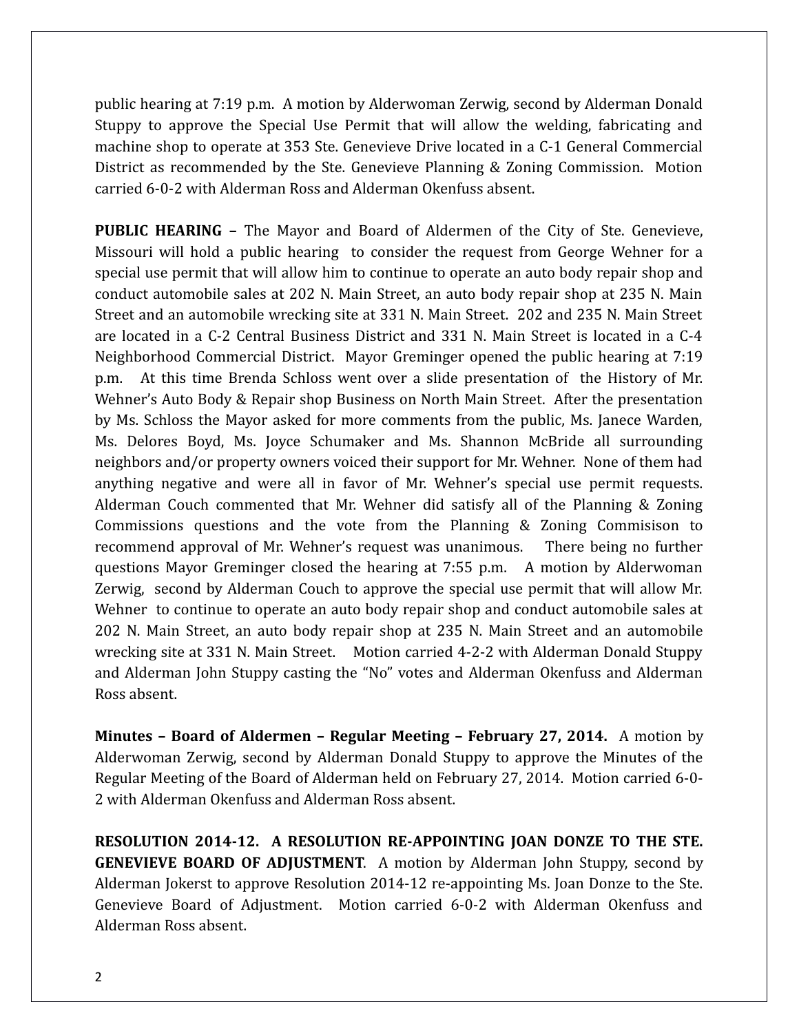public hearing at 7:19 p.m. A motion by Alderwoman Zerwig, second by Alderman Donald Stuppy to approve the Special Use Permit that will allow the welding, fabricating and machine shop to operate at 353 Ste. Genevieve Drive located in a C-1 General Commercial District as recommended by the Ste. Genevieve Planning & Zoning Commission. Motion carried 6-0-2 with Alderman Ross and Alderman Okenfuss absent.

**PUBLIC HEARING –** The Mayor and Board of Aldermen of the City of Ste. Genevieve, Missouri will hold a public hearing to consider the request from George Wehner for a special use permit that will allow him to continue to operate an auto body repair shop and conduct automobile sales at 202 N. Main Street, an auto body repair shop at 235 N. Main Street and an automobile wrecking site at 331 N. Main Street. 202 and 235 N. Main Street are located in a C-2 Central Business District and 331 N. Main Street is located in a C-4 Neighborhood Commercial District. Mayor Greminger opened the public hearing at 7:19 p.m. At this time Brenda Schloss went over a slide presentation of the History of Mr. Wehner's Auto Body & Repair shop Business on North Main Street. After the presentation by Ms. Schloss the Mayor asked for more comments from the public, Ms. Janece Warden, Ms. Delores Boyd, Ms. Joyce Schumaker and Ms. Shannon McBride all surrounding neighbors and/or property owners voiced their support for Mr. Wehner. None of them had anything negative and were all in favor of Mr. Wehner's special use permit requests. Alderman Couch commented that Mr. Wehner did satisfy all of the Planning & Zoning Commissions questions and the vote from the Planning & Zoning Commisison to recommend approval of Mr. Wehner's request was unanimous. There being no further questions Mayor Greminger closed the hearing at 7:55 p.m. A motion by Alderwoman Zerwig, second by Alderman Couch to approve the special use permit that will allow Mr. Wehner to continue to operate an auto body repair shop and conduct automobile sales at 202 N. Main Street, an auto body repair shop at 235 N. Main Street and an automobile wrecking site at 331 N. Main Street. Motion carried 4-2-2 with Alderman Donald Stuppy and Alderman John Stuppy casting the "No" votes and Alderman Okenfuss and Alderman Ross absent.

**Minutes – Board of Aldermen – Regular Meeting – February 27, 2014.** A motion by Alderwoman Zerwig, second by Alderman Donald Stuppy to approve the Minutes of the Regular Meeting of the Board of Alderman held on February 27, 2014. Motion carried 6-0-2 with Alderman Okenfuss and Alderman Ross absent.

**RESOLUTION 2014-12. A RESOLUTION RE-APPOINTING JOAN DONZE TO THE STE. GENEVIEVE BOARD OF ADJUSTMENT**. A motion by Alderman John Stuppy, second by Alderman Jokerst to approve Resolution 2014-12 re-appointing Ms. Joan Donze to the Ste. Genevieve Board of Adjustment. Motion carried 6-0-2 with Alderman Okenfuss and Alderman Ross absent.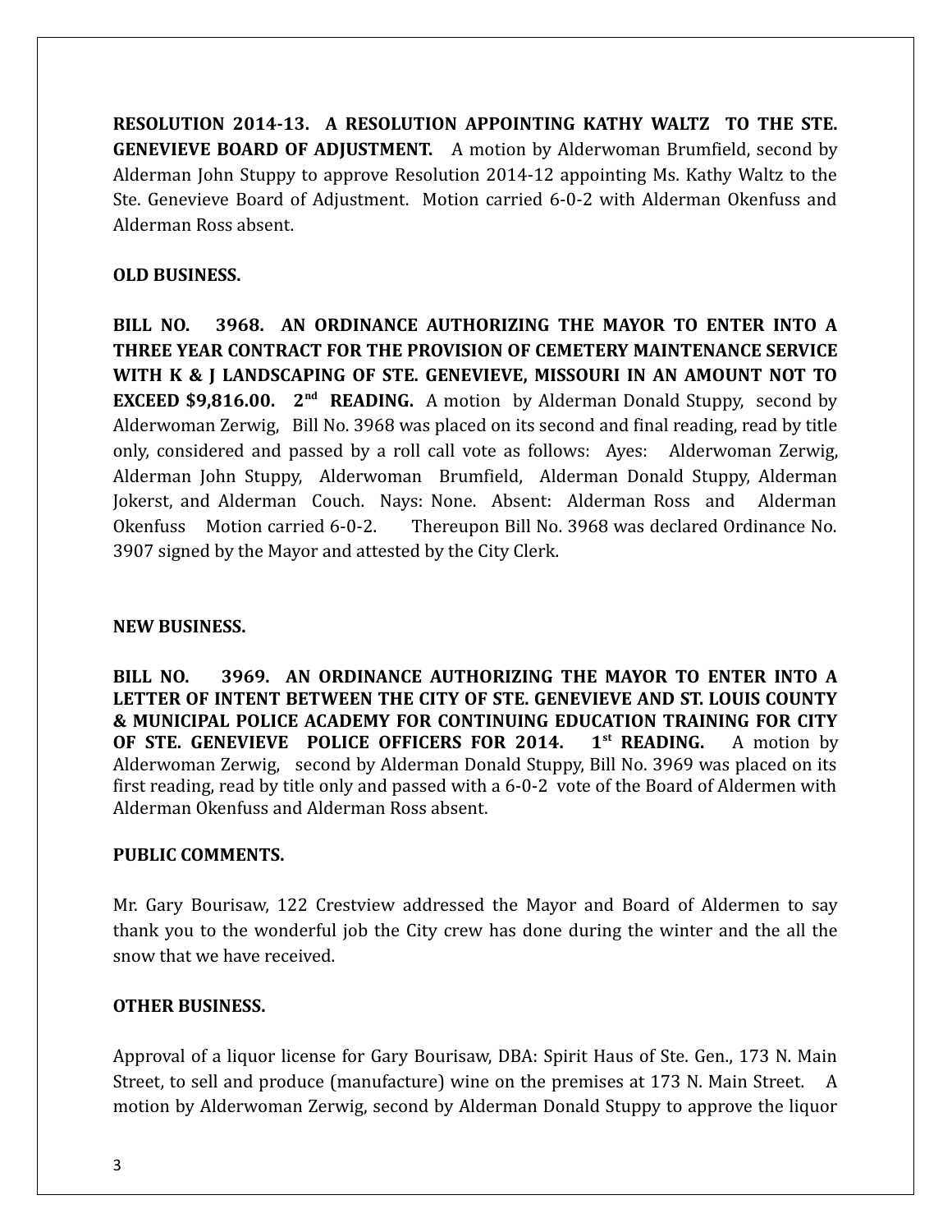**RESOLUTION 2014-13. A RESOLUTION APPOINTING KATHY WALTZ TO THE STE. GENEVIEVE BOARD OF ADJUSTMENT.** A motion by Alderwoman Brumfield, second by Alderman John Stuppy to approve Resolution 2014-12 appointing Ms. Kathy Waltz to the Ste. Genevieve Board of Adjustment. Motion carried 6-0-2 with Alderman Okenfuss and Alderman Ross absent.

**OLD BUSINESS.**

**BILL NO. 3968. AN ORDINANCE AUTHORIZING THE MAYOR TO ENTER INTO A THREE YEAR CONTRACT FOR THE PROVISION OF CEMETERY MAINTENANCE SERVICE WITH K & J LANDSCAPING OF STE. GENEVIEVE, MISSOURI IN AN AMOUNT NOT TO EXCEED $9,816.00. 2nd READING.** A motion by Alderman Donald Stuppy, second by Alderwoman Zerwig, Bill No. 3968 was placed on its second and final reading, read by title only, considered and passed by a roll call vote as follows: Ayes: Alderwoman Zerwig, Alderman John Stuppy, Alderwoman Brumfield, Alderman Donald Stuppy, Alderman Jokerst, and Alderman Couch. Nays: None. Absent: Alderman Ross and Alderman Okenfuss Motion carried 6-0-2. Thereupon Bill No. 3968 was declared Ordinance No. 3907 signed by the Mayor and attested by the City Clerk.

**NEW BUSINESS.**

**BILL NO. 3969. AN ORDINANCE AUTHORIZING THE MAYOR TO ENTER INTO A LETTER OF INTENT BETWEEN THE CITY OF STE. GENEVIEVE AND ST. LOUIS COUNTY & MUNICIPAL POLICE ACADEMY FOR CONTINUING EDUCATION TRAINING FOR CITY OF STE. GENEVIEVE POLICE OFFICERS FOR 2014. 1st READING.** A motion by Alderwoman Zerwig, second by Alderman Donald Stuppy, Bill No. 3969 was placed on its first reading, read by title only and passed with a 6-0-2 vote of the Board of Aldermen with Alderman Okenfuss and Alderman Ross absent.

**PUBLIC COMMENTS.**

Mr. Gary Bourisaw, 122 Crestview addressed the Mayor and Board of Aldermen to say thank you to the wonderful job the City crew has done during the winter and the all the snow that we have received.

**OTHER BUSINESS.**

Approval of a liquor license for Gary Bourisaw, DBA: Spirit Haus of Ste. Gen., 173 N. Main Street, to sell and produce (manufacture) wine on the premises at 173 N. Main Street. A motion by Alderwoman Zerwig, second by Alderman Donald Stuppy to approve the liquor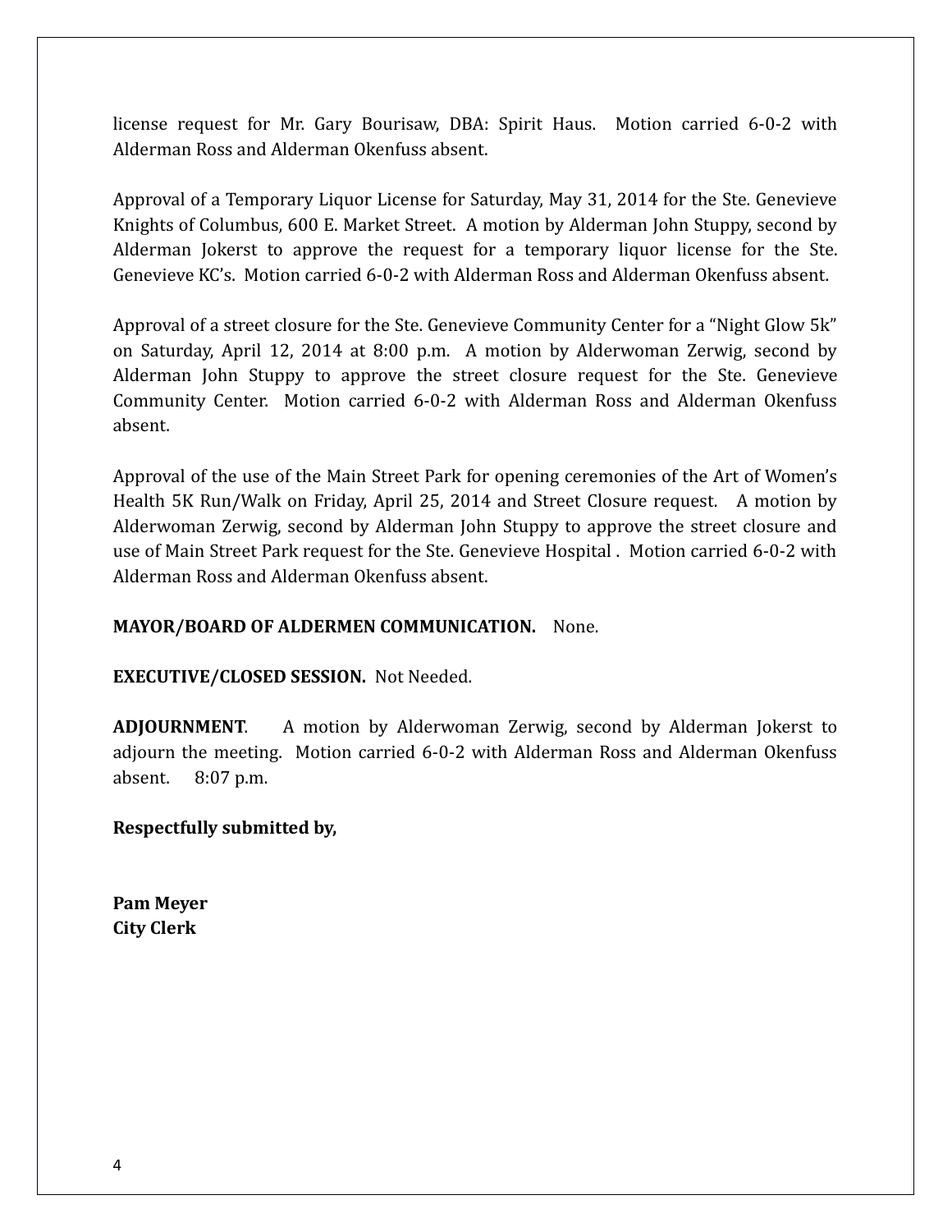license request for Mr. Gary Bourisaw, DBA: Spirit Haus. Motion carried 6-0-2 with Alderman Ross and Alderman Okenfuss absent.

Approval of a Temporary Liquor License for Saturday, May 31, 2014 for the Ste. Genevieve Knights of Columbus, 600 E. Market Street. A motion by Alderman John Stuppy, second by Alderman Jokerst to approve the request for a temporary liquor license for the Ste. Genevieve KC's. Motion carried 6-0-2 with Alderman Ross and Alderman Okenfuss absent.

Approval of a street closure for the Ste. Genevieve Community Center for a "Night Glow 5k" on Saturday, April 12, 2014 at 8:00 p.m. A motion by Alderwoman Zerwig, second by Alderman John Stuppy to approve the street closure request for the Ste. Genevieve Community Center. Motion carried 6-0-2 with Alderman Ross and Alderman Okenfuss absent.

Approval of the use of the Main Street Park for opening ceremonies of the Art of Women's Health 5K Run/Walk on Friday, April 25, 2014 and Street Closure request. A motion by Alderwoman Zerwig, second by Alderman John Stuppy to approve the street closure and use of Main Street Park request for the Ste. Genevieve Hospital . Motion carried 6-0-2 with Alderman Ross and Alderman Okenfuss absent.

**MAYOR/BOARD OF ALDERMEN COMMUNICATION.** None.

**EXECUTIVE/CLOSED SESSION.** Not Needed.

**ADJOURNMENT**. A motion by Alderwoman Zerwig, second by Alderman Jokerst to adjourn the meeting. Motion carried 6-0-2 with Alderman Ross and Alderman Okenfuss absent. 8:07 p.m.

**Respectfully submitted by,**

**Pam Meyer**
**City Clerk**